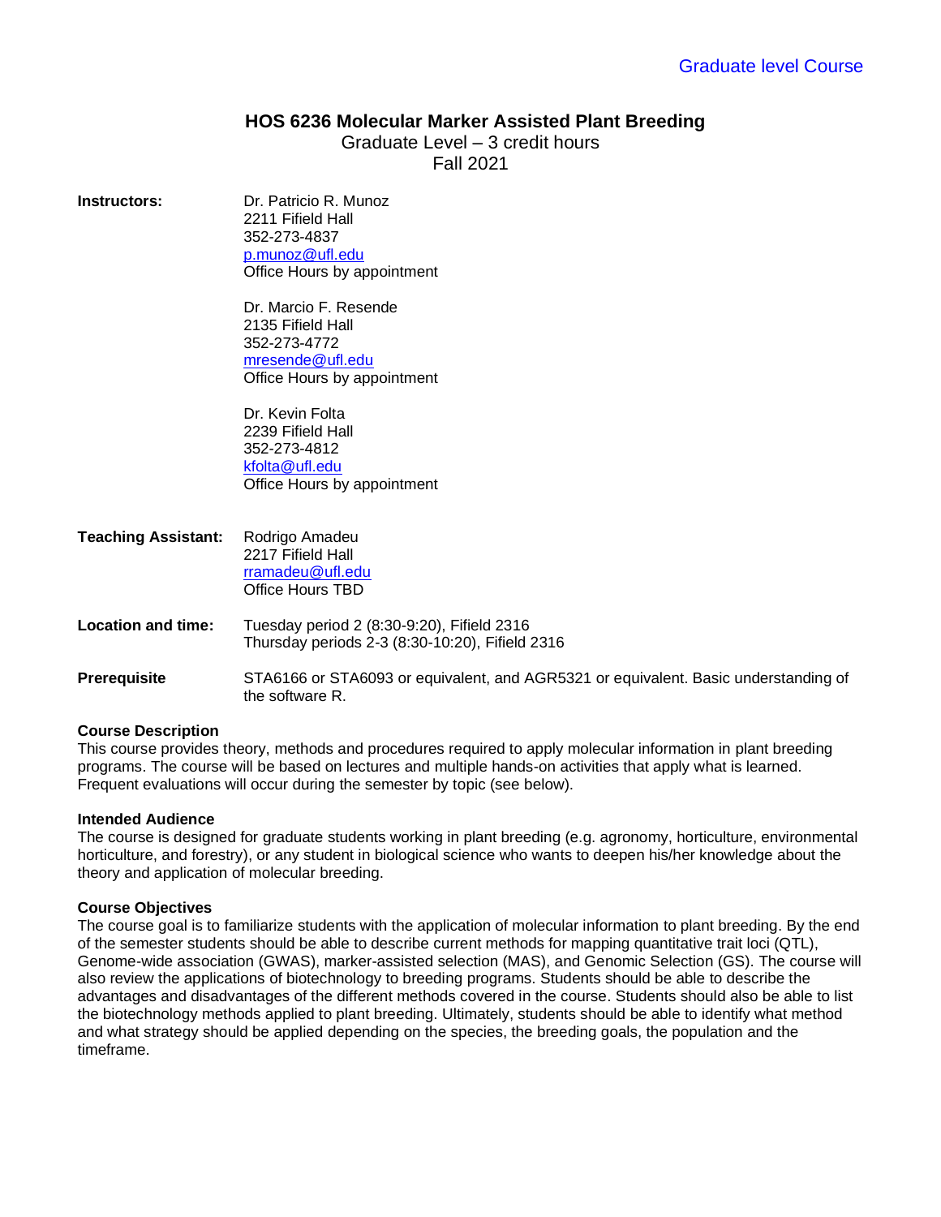Graduate level Course

# HOS 6236 Molecular Marker Assisted Plant Breeding

Graduate Level – 3 credit hours

Fall 2021

**Instructors:**

Dr. Patricio R. Munoz
2211 Fifield Hall
352-273-4837
p.munoz@ufl.edu
Office Hours by appointment

Dr. Marcio F. Resende
2135 Fifield Hall
352-273-4772
mresende@ufl.edu
Office Hours by appointment

Dr. Kevin Folta
2239 Fifield Hall
352-273-4812
kfolta@ufl.edu
Office Hours by appointment

**Teaching Assistant:**

Rodrigo Amadeu
2217 Fifield Hall
rramadeu@ufl.edu
Office Hours TBD

**Location and time:**

Tuesday period 2 (8:30-9:20), Fifield 2316
Thursday periods 2-3 (8:30-10:20), Fifield 2316

**Prerequisite**

STA6166 or STA6093 or equivalent, and AGR5321 or equivalent. Basic understanding of the software R.

**Course Description**

This course provides theory, methods and procedures required to apply molecular information in plant breeding programs. The course will be based on lectures and multiple hands-on activities that apply what is learned. Frequent evaluations will occur during the semester by topic (see below).

**Intended Audience**

The course is designed for graduate students working in plant breeding (e.g. agronomy, horticulture, environmental horticulture, and forestry), or any student in biological science who wants to deepen his/her knowledge about the theory and application of molecular breeding.

**Course Objectives**

The course goal is to familiarize students with the application of molecular information to plant breeding. By the end of the semester students should be able to describe current methods for mapping quantitative trait loci (QTL), Genome-wide association (GWAS), marker-assisted selection (MAS), and Genomic Selection (GS). The course will also review the applications of biotechnology to breeding programs. Students should be able to describe the advantages and disadvantages of the different methods covered in the course. Students should also be able to list the biotechnology methods applied to plant breeding. Ultimately, students should be able to identify what method and what strategy should be applied depending on the species, the breeding goals, the population and the timeframe.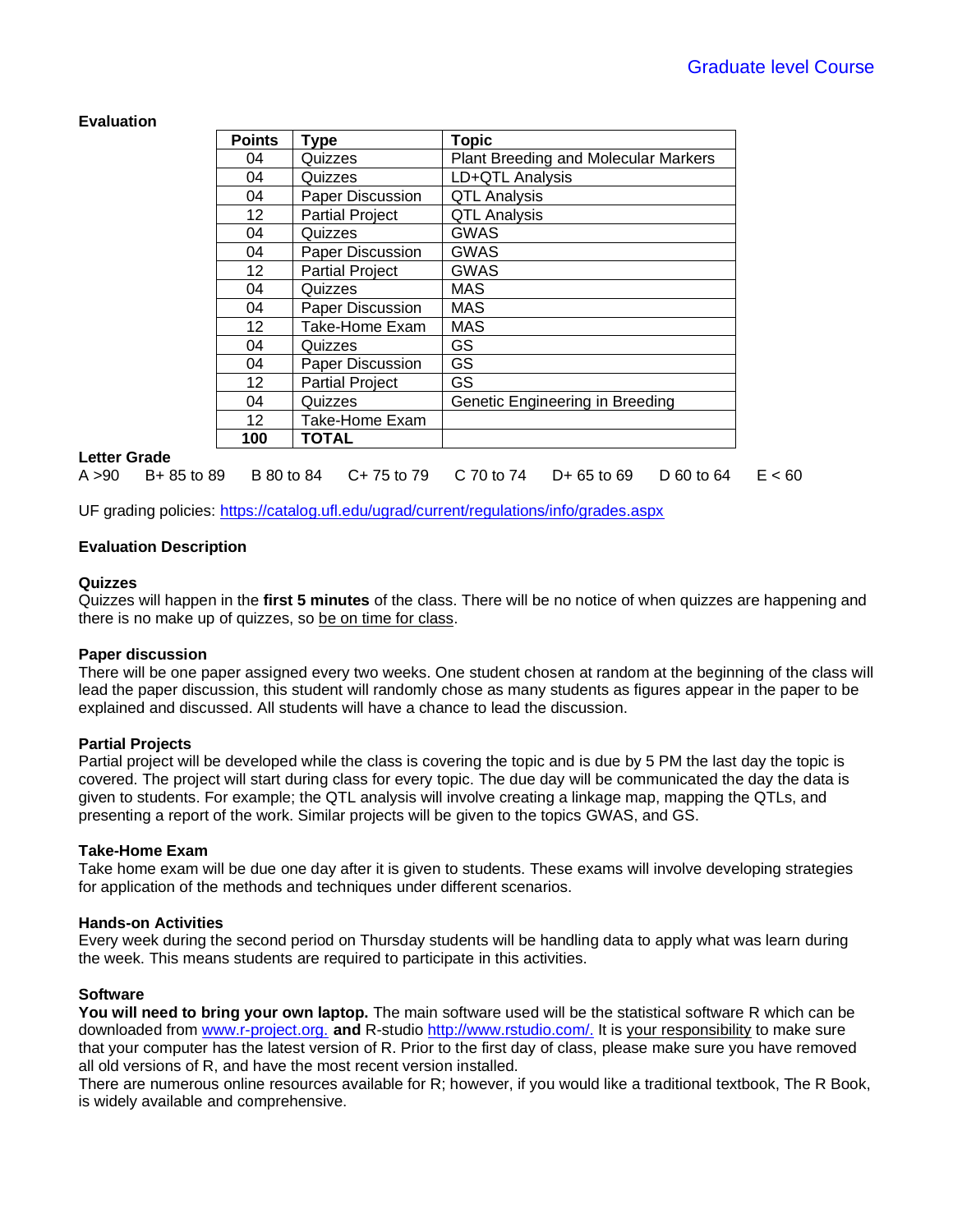## Evaluation

| Points | Type | Topic |
|---|---|---|
| 04 | Quizzes | Plant Breeding and Molecular Markers |
| 04 | Quizzes | LD+QTL Analysis |
| 04 | Paper Discussion | QTL Analysis |
| 12 | Partial Project | QTL Analysis |
| 04 | Quizzes | GWAS |
| 04 | Paper Discussion | GWAS |
| 12 | Partial Project | GWAS |
| 04 | Quizzes | MAS |
| 04 | Paper Discussion | MAS |
| 12 | Take-Home Exam | MAS |
| 04 | Quizzes | GS |
| 04 | Paper Discussion | GS |
| 12 | Partial Project | GS |
| 04 | Quizzes | Genetic Engineering in Breeding |
| 12 | Take-Home Exam | |
| **100** | **TOTAL** | |

**Letter Grade**

A >90 B+ 85 to 89 B 80 to 84 C+ 75 to 79 C 70 to 74 D+ 65 to 69 D 60 to 64 E < 60

UF grading policies: https://catalog.ufl.edu/ugrad/current/regulations/info/grades.aspx

## Evaluation Description

### Quizzes

Quizzes will happen in the **first 5 minutes** of the class. There will be no notice of when quizzes are happening and there is no make up of quizzes, so be on time for class.

### Paper discussion

There will be one paper assigned every two weeks. One student chosen at random at the beginning of the class will lead the paper discussion, this student will randomly chose as many students as figures appear in the paper to be explained and discussed. All students will have a chance to lead the discussion.

### Partial Projects

Partial project will be developed while the class is covering the topic and is due by 5 PM the last day the topic is covered. The project will start during class for every topic. The due day will be communicated the day the data is given to students. For example; the QTL analysis will involve creating a linkage map, mapping the QTLs, and presenting a report of the work. Similar projects will be given to the topics GWAS, and GS.

### Take-Home Exam

Take home exam will be due one day after it is given to students. These exams will involve developing strategies for application of the methods and techniques under different scenarios.

### Hands-on Activities

Every week during the second period on Thursday students will be handling data to apply what was learn during the week. This means students are required to participate in this activities.

### Software

**You will need to bring your own laptop.** The main software used will be the statistical software R which can be downloaded from www.r-project.org. **and** R-studio http://www.rstudio.com/. It is your responsibility to make sure that your computer has the latest version of R. Prior to the first day of class, please make sure you have removed all old versions of R, and have the most recent version installed.

There are numerous online resources available for R; however, if you would like a traditional textbook, The R Book, is widely available and comprehensive.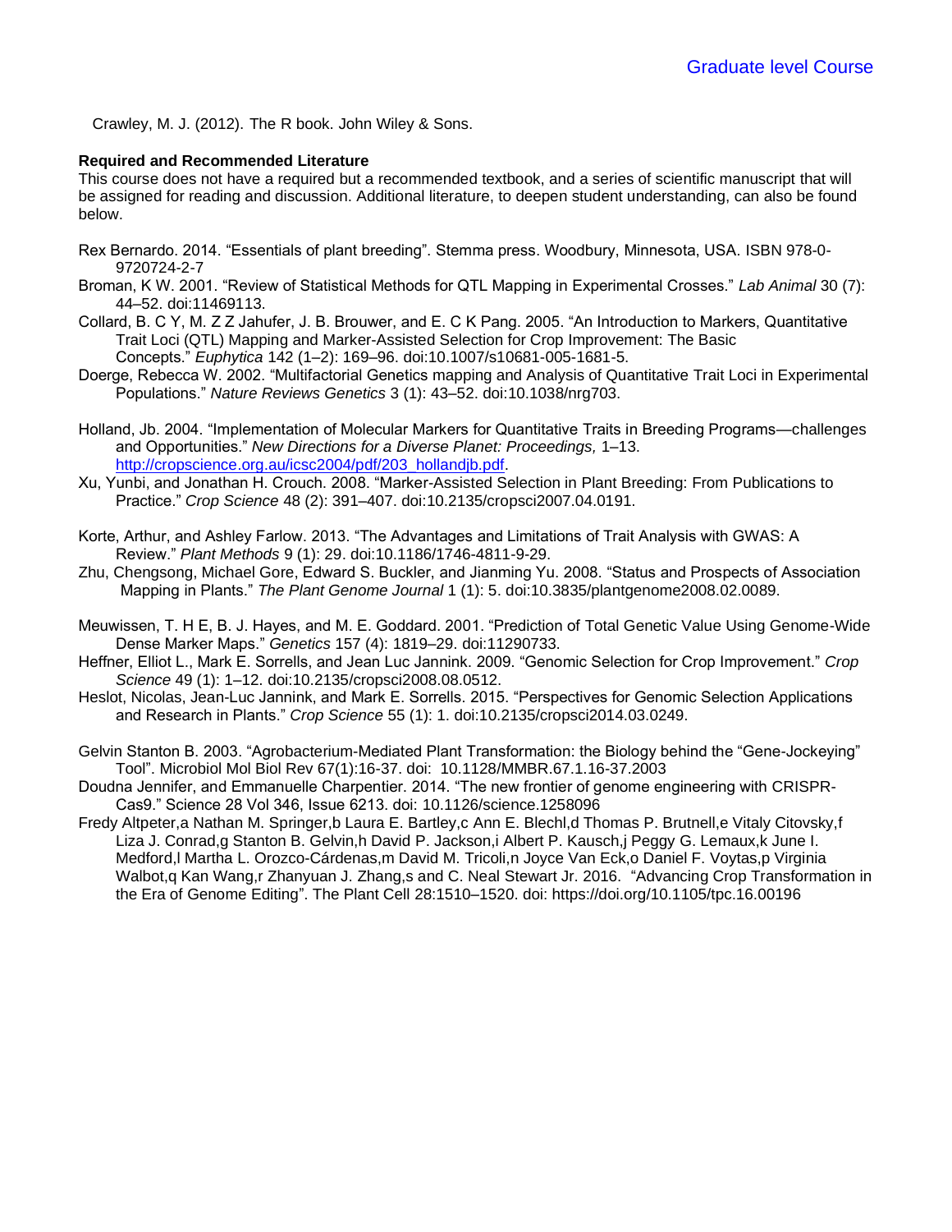Crawley, M. J. (2012). The R book. John Wiley & Sons.

**Required and Recommended Literature**

This course does not have a required but a recommended textbook, and a series of scientific manuscript that will be assigned for reading and discussion. Additional literature, to deepen student understanding, can also be found below.

Rex Bernardo. 2014. "Essentials of plant breeding". Stemma press. Woodbury, Minnesota, USA. ISBN 978-0-9720724-2-7

Broman, K W. 2001. "Review of Statistical Methods for QTL Mapping in Experimental Crosses." *Lab Animal* 30 (7): 44–52. doi:11469113.

Collard, B. C Y, M. Z Z Jahufer, J. B. Brouwer, and E. C K Pang. 2005. "An Introduction to Markers, Quantitative Trait Loci (QTL) Mapping and Marker-Assisted Selection for Crop Improvement: The Basic Concepts." *Euphytica* 142 (1–2): 169–96. doi:10.1007/s10681-005-1681-5.

Doerge, Rebecca W. 2002. "Multifactorial Genetics mapping and Analysis of Quantitative Trait Loci in Experimental Populations." *Nature Reviews Genetics* 3 (1): 43–52. doi:10.1038/nrg703.

Holland, Jb. 2004. "Implementation of Molecular Markers for Quantitative Traits in Breeding Programs—challenges and Opportunities." *New Directions for a Diverse Planet: Proceedings,* 1–13. [http://cropscience.org.au/icsc2004/pdf/203_hollandjb.pdf](http://cropscience.org.au/icsc2004/pdf/203_hollandjb.pdf).

Xu, Yunbi, and Jonathan H. Crouch. 2008. "Marker-Assisted Selection in Plant Breeding: From Publications to Practice." *Crop Science* 48 (2): 391–407. doi:10.2135/cropsci2007.04.0191.

Korte, Arthur, and Ashley Farlow. 2013. "The Advantages and Limitations of Trait Analysis with GWAS: A Review." *Plant Methods* 9 (1): 29. doi:10.1186/1746-4811-9-29.

Zhu, Chengsong, Michael Gore, Edward S. Buckler, and Jianming Yu. 2008. "Status and Prospects of Association Mapping in Plants." *The Plant Genome Journal* 1 (1): 5. doi:10.3835/plantgenome2008.02.0089.

Meuwissen, T. H E, B. J. Hayes, and M. E. Goddard. 2001. "Prediction of Total Genetic Value Using Genome-Wide Dense Marker Maps." *Genetics* 157 (4): 1819–29. doi:11290733.

Heffner, Elliot L., Mark E. Sorrells, and Jean Luc Jannink. 2009. "Genomic Selection for Crop Improvement." *Crop Science* 49 (1): 1–12. doi:10.2135/cropsci2008.08.0512.

Heslot, Nicolas, Jean-Luc Jannink, and Mark E. Sorrells. 2015. "Perspectives for Genomic Selection Applications and Research in Plants." *Crop Science* 55 (1): 1. doi:10.2135/cropsci2014.03.0249.

Gelvin Stanton B. 2003. "Agrobacterium-Mediated Plant Transformation: the Biology behind the "Gene-Jockeying" Tool". Microbiol Mol Biol Rev 67(1):16-37. doi: 10.1128/MMBR.67.1.16-37.2003

Doudna Jennifer, and Emmanuelle Charpentier. 2014. "The new frontier of genome engineering with CRISPR-Cas9." Science 28 Vol 346, Issue 6213. doi: 10.1126/science.1258096

Fredy Altpeter,a Nathan M. Springer,b Laura E. Bartley,c Ann E. Blechl,d Thomas P. Brutnell,e Vitaly Citovsky,f Liza J. Conrad,g Stanton B. Gelvin,h David P. Jackson,i Albert P. Kausch,j Peggy G. Lemaux,k June I. Medford,l Martha L. Orozco-Cárdenas,m David M. Tricoli,n Joyce Van Eck,o Daniel F. Voytas,p Virginia Walbot,q Kan Wang,r Zhanyuan J. Zhang,s and C. Neal Stewart Jr. 2016. "Advancing Crop Transformation in the Era of Genome Editing". The Plant Cell 28:1510–1520. doi: https://doi.org/10.1105/tpc.16.00196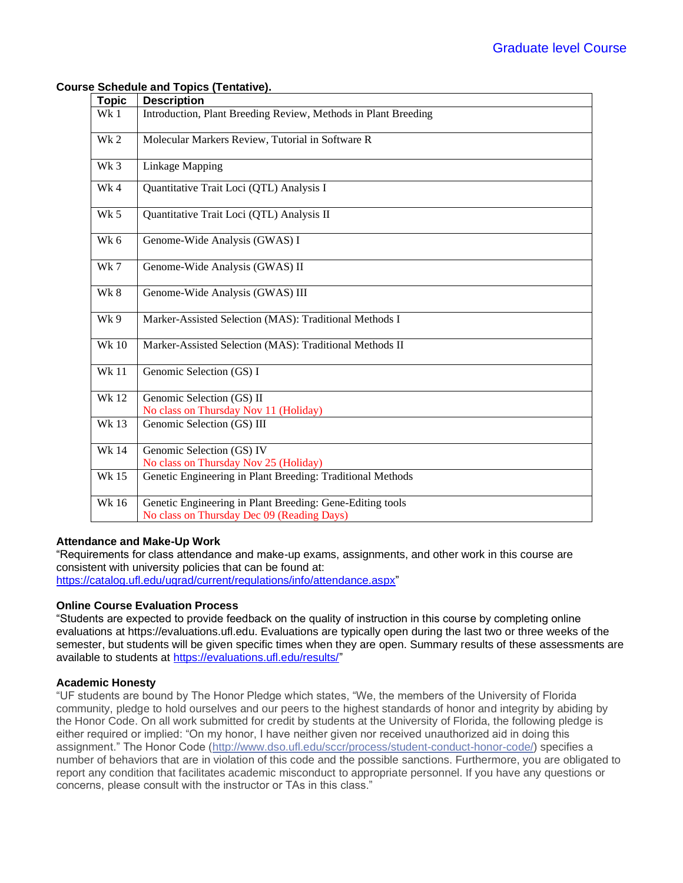**Course Schedule and Topics (Tentative).**

| Topic | Description |
|---|---|
| Wk 1 | Introduction, Plant Breeding Review, Methods in Plant Breeding |
| Wk 2 | Molecular Markers Review, Tutorial in Software R |
| Wk 3 | Linkage Mapping |
| Wk 4 | Quantitative Trait Loci (QTL) Analysis I |
| Wk 5 | Quantitative Trait Loci (QTL) Analysis II |
| Wk 6 | Genome-Wide Analysis (GWAS) I |
| Wk 7 | Genome-Wide Analysis (GWAS) II |
| Wk 8 | Genome-Wide Analysis (GWAS) III |
| Wk 9 | Marker-Assisted Selection (MAS): Traditional Methods I |
| Wk 10 | Marker-Assisted Selection (MAS): Traditional Methods II |
| Wk 11 | Genomic Selection (GS) I |
| Wk 12 | Genomic Selection (GS) II<br>No class on Thursday Nov 11 (Holiday) |
| Wk 13 | Genomic Selection (GS) III |
| Wk 14 | Genomic Selection (GS) IV<br>No class on Thursday Nov 25 (Holiday) |
| Wk 15 | Genetic Engineering in Plant Breeding: Traditional Methods |
| Wk 16 | Genetic Engineering in Plant Breeding: Gene-Editing tools<br>No class on Thursday Dec 09 (Reading Days) |

**Attendance and Make-Up Work**

"Requirements for class attendance and make-up exams, assignments, and other work in this course are consistent with university policies that can be found at: https://catalog.ufl.edu/ugrad/current/regulations/info/attendance.aspx"

**Online Course Evaluation Process**

"Students are expected to provide feedback on the quality of instruction in this course by completing online evaluations at https://evaluations.ufl.edu. Evaluations are typically open during the last two or three weeks of the semester, but students will be given specific times when they are open. Summary results of these assessments are available to students at https://evaluations.ufl.edu/results/"

**Academic Honesty**

"UF students are bound by The Honor Pledge which states, "We, the members of the University of Florida community, pledge to hold ourselves and our peers to the highest standards of honor and integrity by abiding by the Honor Code. On all work submitted for credit by students at the University of Florida, the following pledge is either required or implied: "On my honor, I have neither given nor received unauthorized aid in doing this assignment." The Honor Code (http://www.dso.ufl.edu/sccr/process/student-conduct-honor-code/) specifies a number of behaviors that are in violation of this code and the possible sanctions. Furthermore, you are obligated to report any condition that facilitates academic misconduct to appropriate personnel. If you have any questions or concerns, please consult with the instructor or TAs in this class."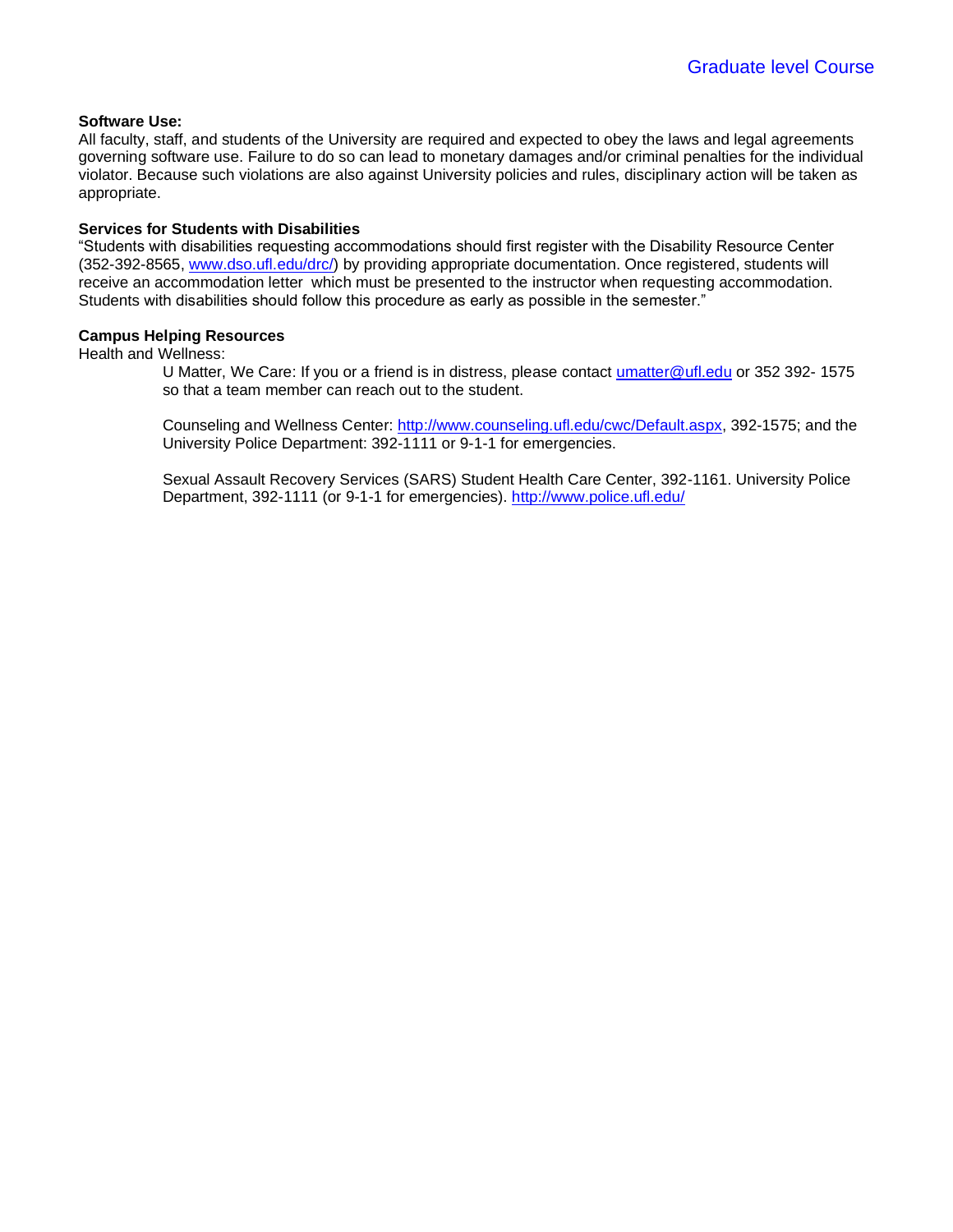**Software Use:**
All faculty, staff, and students of the University are required and expected to obey the laws and legal agreements governing software use. Failure to do so can lead to monetary damages and/or criminal penalties for the individual violator. Because such violations are also against University policies and rules, disciplinary action will be taken as appropriate.

**Services for Students with Disabilities**
"Students with disabilities requesting accommodations should first register with the Disability Resource Center (352-392-8565, [www.dso.ufl.edu/drc/](www.dso.ufl.edu/drc/)) by providing appropriate documentation. Once registered, students will receive an accommodation letter which must be presented to the instructor when requesting accommodation. Students with disabilities should follow this procedure as early as possible in the semester."

**Campus Helping Resources**
Health and Wellness:

> U Matter, We Care: If you or a friend is in distress, please contact [umatter@ufl.edu](mailto:umatter@ufl.edu) or 352 392- 1575 so that a team member can reach out to the student.
>
> Counseling and Wellness Center: [http://www.counseling.ufl.edu/cwc/Default.aspx](http://www.counseling.ufl.edu/cwc/Default.aspx), 392-1575; and the University Police Department: 392-1111 or 9-1-1 for emergencies.
>
> Sexual Assault Recovery Services (SARS) Student Health Care Center, 392-1161. University Police Department, 392-1111 (or 9-1-1 for emergencies). [http://www.police.ufl.edu/](http://www.police.ufl.edu/)